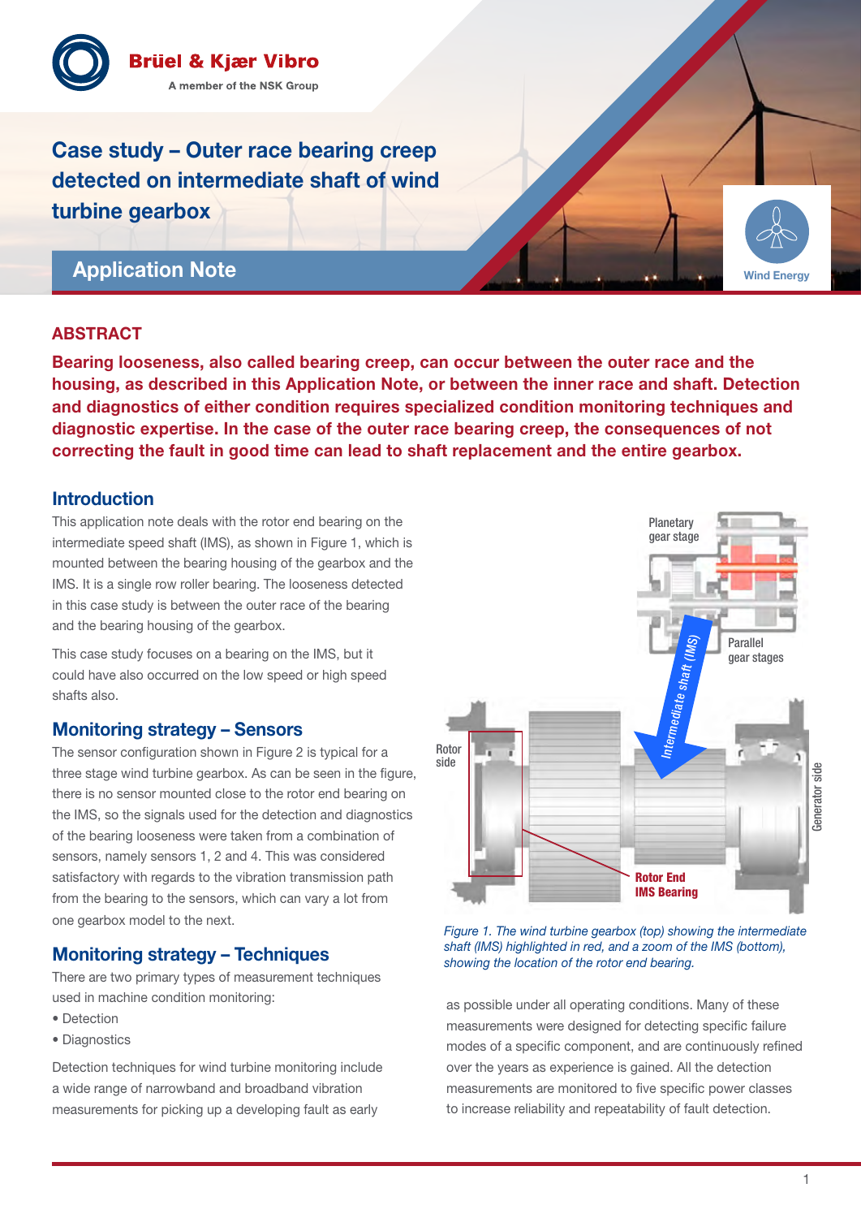Brüel & Kjær Vibro

A member of the NSK Group

# Case study – Outer race bearing creep detected on intermediate shaft of wind turbine gearbox

## Application Note

Wind Energy

## ABSTRACT

**Bearing looseness, also called bearing creep, can occur between the outer race and the housing, as described in this Application Note, or between the inner race and shaft. Detection and diagnostics of either condition requires specialized condition monitoring techniques and diagnostic expertise. In the case of the outer race bearing creep, the consequences of not correcting the fault in good time can lead to shaft replacement and the entire gearbox.**

## Introduction

This application note deals with the rotor end bearing on the intermediate speed shaft (IMS), as shown in Figure 1, which is mounted between the bearing housing of the gearbox and the IMS. It is a single row roller bearing. The looseness detected in this case study is between the outer race of the bearing and the bearing housing of the gearbox.

This case study focuses on a bearing on the IMS, but it could have also occurred on the low speed or high speed shafts also.

## Monitoring strategy – Sensors

The sensor configuration shown in Figure 2 is typical for a three stage wind turbine gearbox. As can be seen in the figure, there is no sensor mounted close to the rotor end bearing on the IMS, so the signals used for the detection and diagnostics of the bearing looseness were taken from a combination of sensors, namely sensors 1, 2 and 4. This was considered satisfactory with regards to the vibration transmission path from the bearing to the sensors, which can vary a lot from one gearbox model to the next.

## Monitoring strategy – Techniques

There are two primary types of measurement techniques used in machine condition monitoring:

- Detection
- Diagnostics

Detection techniques for wind turbine monitoring include a wide range of narrowband and broadband vibration measurements for picking up a developing fault as early as possible under all operating conditions. Many of these measurements were designed for detecting specific failure modes of a specific component, and are continuously refined over the years as experience is gained. All the detection measurements are monitored to five specific power classes to increase reliability and repeatability of fault detection.

Planetary gear stage

Parallel gear stages

Intermediate shaft (IMS)

Rotor side

Generator side

Rotor End IMS Bearing

*Figure 1. The wind turbine gearbox (top) showing the intermediate shaft (IMS) highlighted in red, and a zoom of the IMS (bottom), showing the location of the rotor end bearing.*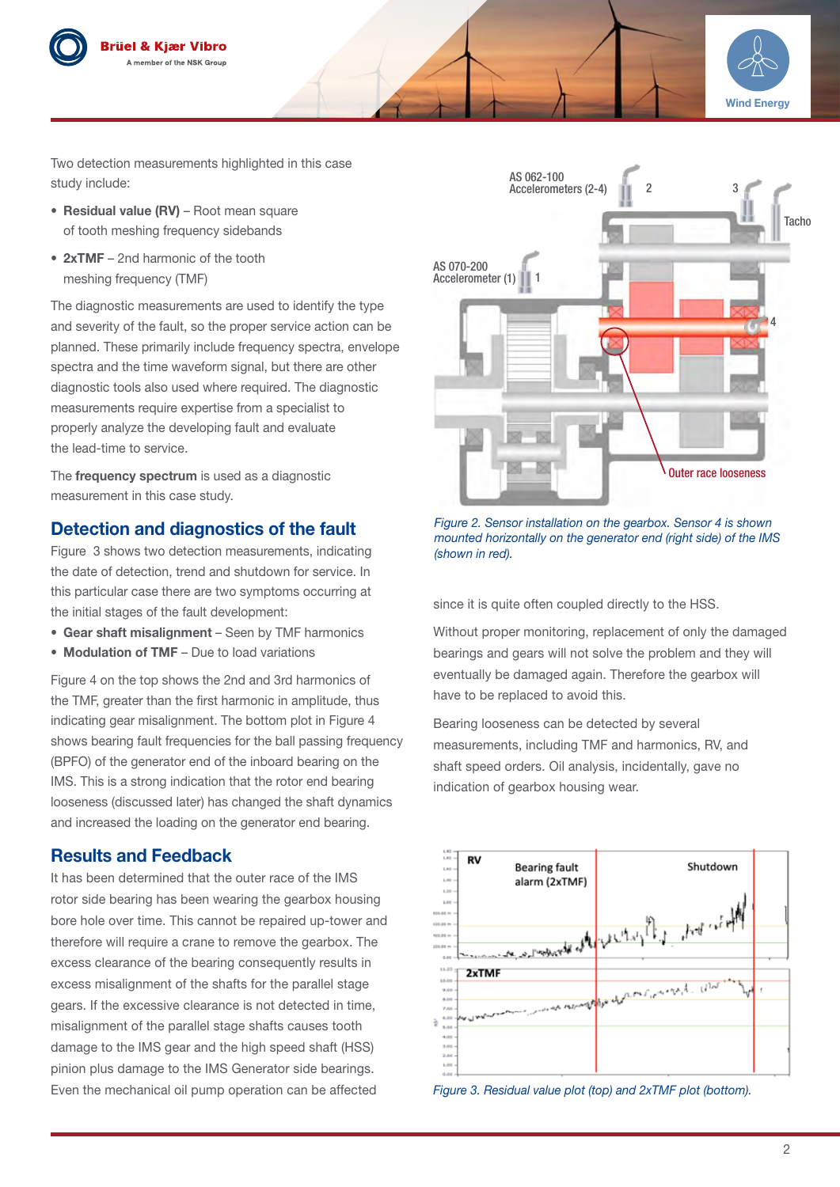Two detection measurements highlighted in this case study include:

- **Residual value (RV)** – Root mean square of tooth meshing frequency sidebands
- **2xTMF** – 2nd harmonic of the tooth meshing frequency (TMF)

The diagnostic measurements are used to identify the type and severity of the fault, so the proper service action can be planned. These primarily include frequency spectra, envelope spectra and the time waveform signal, but there are other diagnostic tools also used where required. The diagnostic measurements require expertise from a specialist to properly analyze the developing fault and evaluate the lead-time to service.

The **frequency spectrum** is used as a diagnostic measurement in this case study.

## Detection and diagnostics of the fault

Figure 3 shows two detection measurements, indicating the date of detection, trend and shutdown for service. In this particular case there are two symptoms occurring at the initial stages of the fault development:

- **Gear shaft misalignment** – Seen by TMF harmonics
- **Modulation of TMF** – Due to load variations

Figure 4 on the top shows the 2nd and 3rd harmonics of the TMF, greater than the first harmonic in amplitude, thus indicating gear misalignment. The bottom plot in Figure 4 shows bearing fault frequencies for the ball passing frequency (BPFO) of the generator end of the inboard bearing on the IMS. This is a strong indication that the rotor end bearing looseness (discussed later) has changed the shaft dynamics and increased the loading on the generator end bearing.

## Results and Feedback

It has been determined that the outer race of the IMS rotor side bearing has been wearing the gearbox housing bore hole over time. This cannot be repaired up-tower and therefore will require a crane to remove the gearbox. The excess clearance of the bearing consequently results in excess misalignment of the shafts for the parallel stage gears. If the excessive clearance is not detected in time, misalignment of the parallel stage shafts causes tooth damage to the IMS gear and the high speed shaft (HSS) pinion plus damage to the IMS Generator side bearings. Even the mechanical oil pump operation can be affected since it is quite often coupled directly to the HSS.

*Figure 2. Sensor installation on the gearbox. Sensor 4 is shown mounted horizontally on the generator end (right side) of the IMS (shown in red).*

Without proper monitoring, replacement of only the damaged bearings and gears will not solve the problem and they will eventually be damaged again. Therefore the gearbox will have to be replaced to avoid this.

Bearing looseness can be detected by several measurements, including TMF and harmonics, RV, and shaft speed orders. Oil analysis, incidentally, gave no indication of gearbox housing wear.

*Figure 3. Residual value plot (top) and 2xTMF plot (bottom).*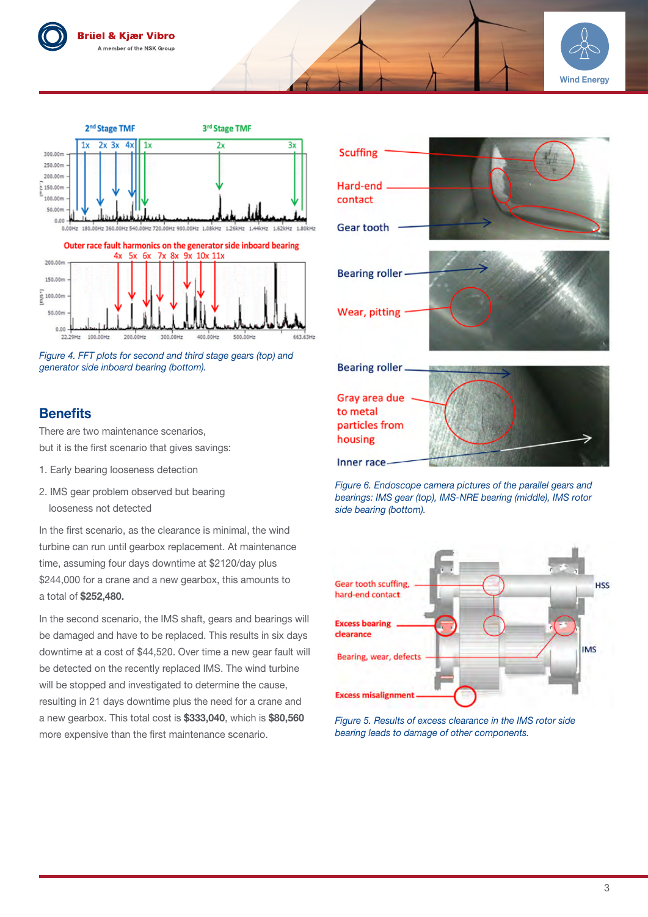*Figure 4. FFT plots for second and third stage gears (top) and generator side inboard bearing (bottom).*

## Benefits

There are two maintenance scenarios, but it is the first scenario that gives savings:

1. Early bearing looseness detection
2. IMS gear problem observed but bearing looseness not detected

In the first scenario, as the clearance is minimal, the wind turbine can run until gearbox replacement. At maintenance time, assuming four days downtime at $2120/day plus $244,000 for a crane and a new gearbox, this amounts to a total of **$252,480.**

In the second scenario, the IMS shaft, gears and bearings will be damaged and have to be replaced. This results in six days downtime at a cost of $44,520. Over time a new gear fault will be detected on the recently replaced IMS. The wind turbine will be stopped and investigated to determine the cause, resulting in 21 days downtime plus the need for a crane and a new gearbox. This total cost is **$333,040**, which is **$80,560** more expensive than the first maintenance scenario.

*Figure 6. Endoscope camera pictures of the parallel gears and bearings: IMS gear (top), IMS-NRE bearing (middle), IMS rotor side bearing (bottom).*

*Figure 5. Results of excess clearance in the IMS rotor side bearing leads to damage of other components.*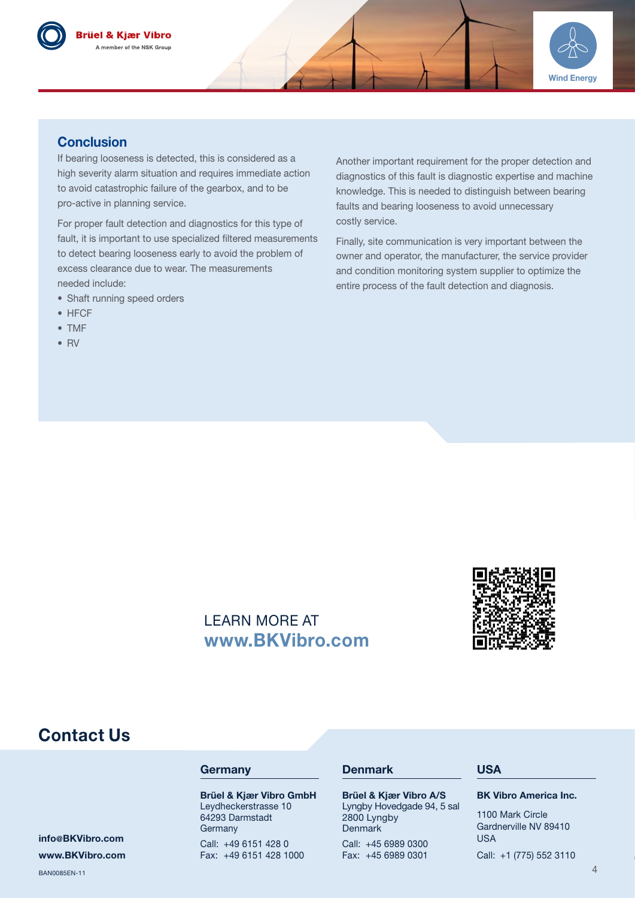## Conclusion

If bearing looseness is detected, this is considered as a high severity alarm situation and requires immediate action to avoid catastrophic failure of the gearbox, and to be pro-active in planning service.

For proper fault detection and diagnostics for this type of fault, it is important to use specialized filtered measurements to detect bearing looseness early to avoid the problem of excess clearance due to wear. The measurements needed include:

- Shaft running speed orders
- HFCF
- TMF
- RV

Another important requirement for the proper detection and diagnostics of this fault is diagnostic expertise and machine knowledge. This is needed to distinguish between bearing faults and bearing looseness to avoid unnecessary costly service.

Finally, site communication is very important between the owner and operator, the manufacturer, the service provider and condition monitoring system supplier to optimize the entire process of the fault detection and diagnosis.

LEARN MORE AT
**www.BKVibro.com**

## Contact Us

**info@BKVibro.com**
**www.BKVibro.com**

### Germany

**Brüel & Kjær Vibro GmbH**
Leydheckerstrasse 10
64293 Darmstadt
Germany

Call: +49 6151 428 0
Fax: +49 6151 428 1000

### Denmark

**Brüel & Kjær Vibro A/S**
Lyngby Hovedgade 94, 5 sal
2800 Lyngby
Denmark

Call: +45 6989 0300
Fax: +45 6989 0301

### USA

**BK Vibro America Inc.**

1100 Mark Circle
Gardnerville NV 89410
USA

Call: +1 (775) 552 3110

BAN0085EN-11